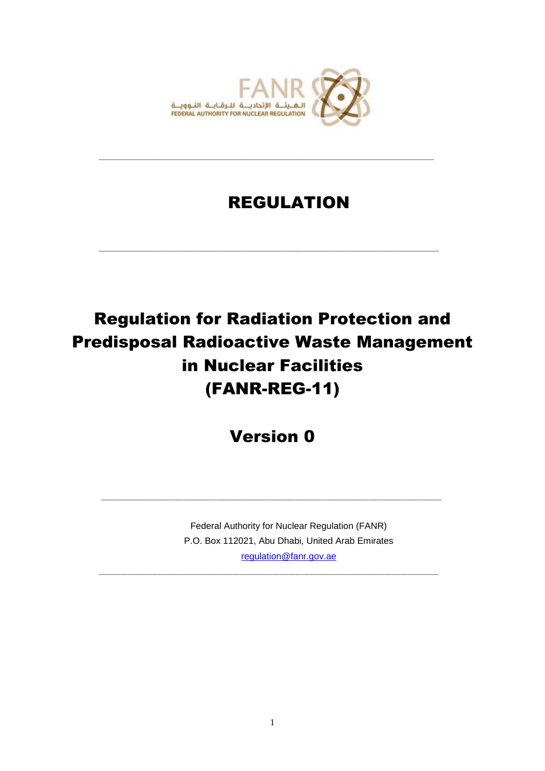الهيئة الاتحادية للرقابة النووية
FEDERAL AUTHORITY FOR NUCLEAR REGULATION

---

# REGULATION

---

# Regulation for Radiation Protection and Predisposal Radioactive Waste Management in Nuclear Facilities (FANR-REG-11)

## Version 0

---

Federal Authority for Nuclear Regulation (FANR)
P.O. Box 112021, Abu Dhabi, United Arab Emirates
regulation@fanr.gov.ae

---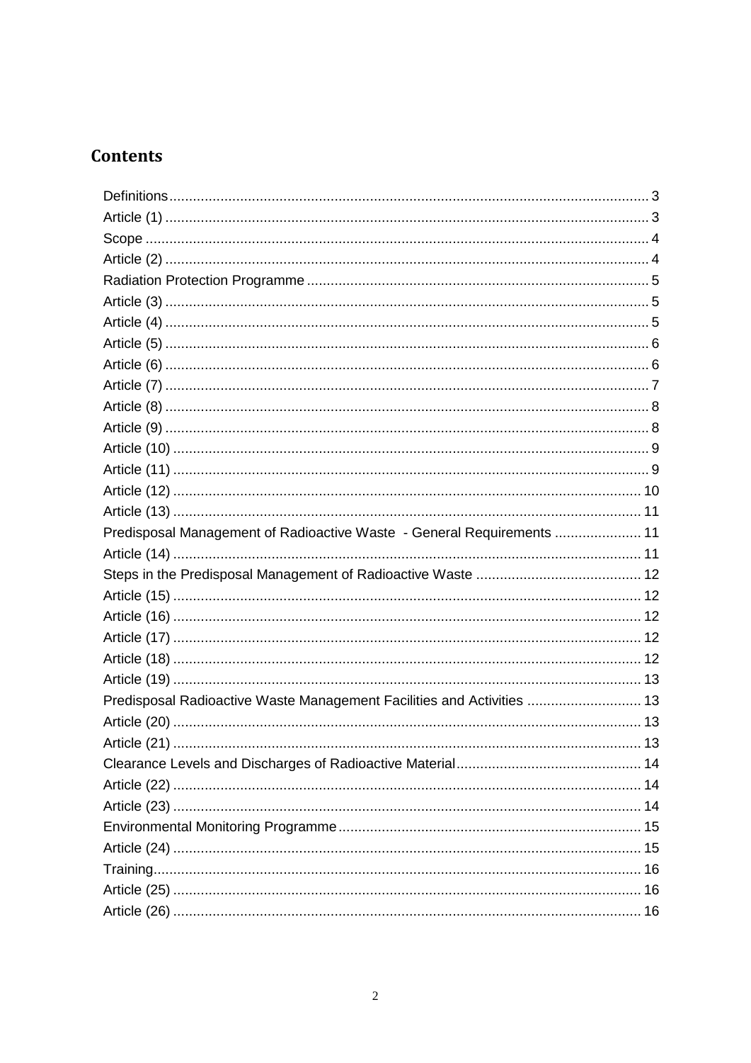# Contents

Definitions ......................................................................................................... 3
Article (1) ........................................................................................................... 3
Scope ................................................................................................................ 4
Article (2) ........................................................................................................... 4
Radiation Protection Programme ....................................................................... 5
Article (3) ........................................................................................................... 5
Article (4) ........................................................................................................... 5
Article (5) ........................................................................................................... 6
Article (6) ........................................................................................................... 6
Article (7) ........................................................................................................... 7
Article (8) ........................................................................................................... 8
Article (9) ........................................................................................................... 8
Article (10) ......................................................................................................... 9
Article (11) ......................................................................................................... 9
Article (12) ......................................................................................................... 10
Article (13) ......................................................................................................... 11
Predisposal Management of Radioactive Waste - General Requirements ...................... 11
Article (14) ......................................................................................................... 11
Steps in the Predisposal Management of Radioactive Waste .......................................... 12
Article (15) ......................................................................................................... 12
Article (16) ......................................................................................................... 12
Article (17) ......................................................................................................... 12
Article (18) ......................................................................................................... 12
Article (19) ......................................................................................................... 13
Predisposal Radioactive Waste Management Facilities and Activities ............................. 13
Article (20) ......................................................................................................... 13
Article (21) ......................................................................................................... 13
Clearance Levels and Discharges of Radioactive Material ............................................... 14
Article (22) ......................................................................................................... 14
Article (23) ......................................................................................................... 14
Environmental Monitoring Programme ............................................................................ 15
Article (24) ......................................................................................................... 15
Training ............................................................................................................. 16
Article (25) ......................................................................................................... 16
Article (26) ......................................................................................................... 16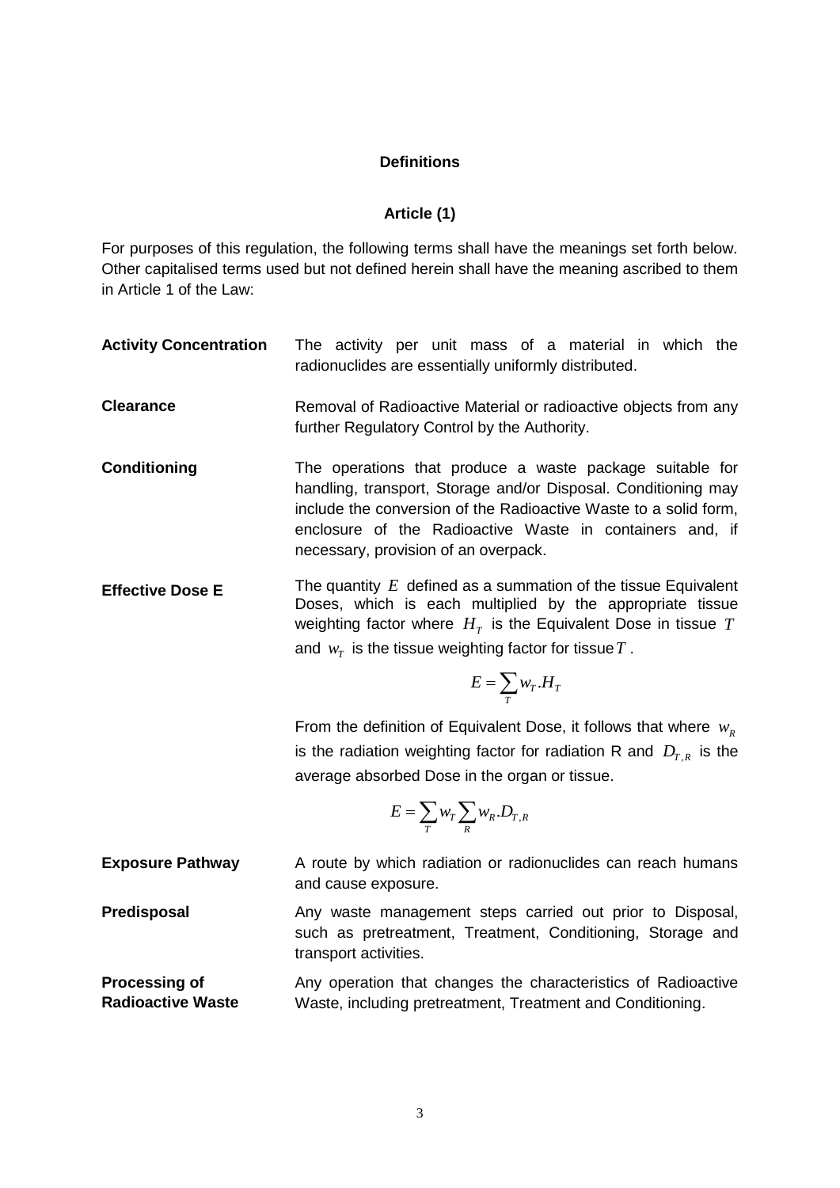## Definitions

### Article (1)

For purposes of this regulation, the following terms shall have the meanings set forth below. Other capitalised terms used but not defined herein shall have the meaning ascribed to them in Article 1 of the Law:

**Activity Concentration** The activity per unit mass of a material in which the radionuclides are essentially uniformly distributed.

**Clearance** Removal of Radioactive Material or radioactive objects from any further Regulatory Control by the Authority.

**Conditioning** The operations that produce a waste package suitable for handling, transport, Storage and/or Disposal. Conditioning may include the conversion of the Radioactive Waste to a solid form, enclosure of the Radioactive Waste in containers and, if necessary, provision of an overpack.

**Effective Dose E** The quantity $E$ defined as a summation of the tissue Equivalent Doses, which is each multiplied by the appropriate tissue weighting factor where $H_T$ is the Equivalent Dose in tissue $T$ and $w_T$ is the tissue weighting factor for tissue $T$.

$$E = \sum_{T} w_T . H_T$$

From the definition of Equivalent Dose, it follows that where $w_R$ is the radiation weighting factor for radiation R and $D_{T,R}$ is the average absorbed Dose in the organ or tissue.

$$E = \sum_{T} w_T \sum_{R} w_R . D_{T,R}$$

**Exposure Pathway** A route by which radiation or radionuclides can reach humans and cause exposure.

**Predisposal** Any waste management steps carried out prior to Disposal, such as pretreatment, Treatment, Conditioning, Storage and transport activities.

**Processing of Radioactive Waste** Any operation that changes the characteristics of Radioactive Waste, including pretreatment, Treatment and Conditioning.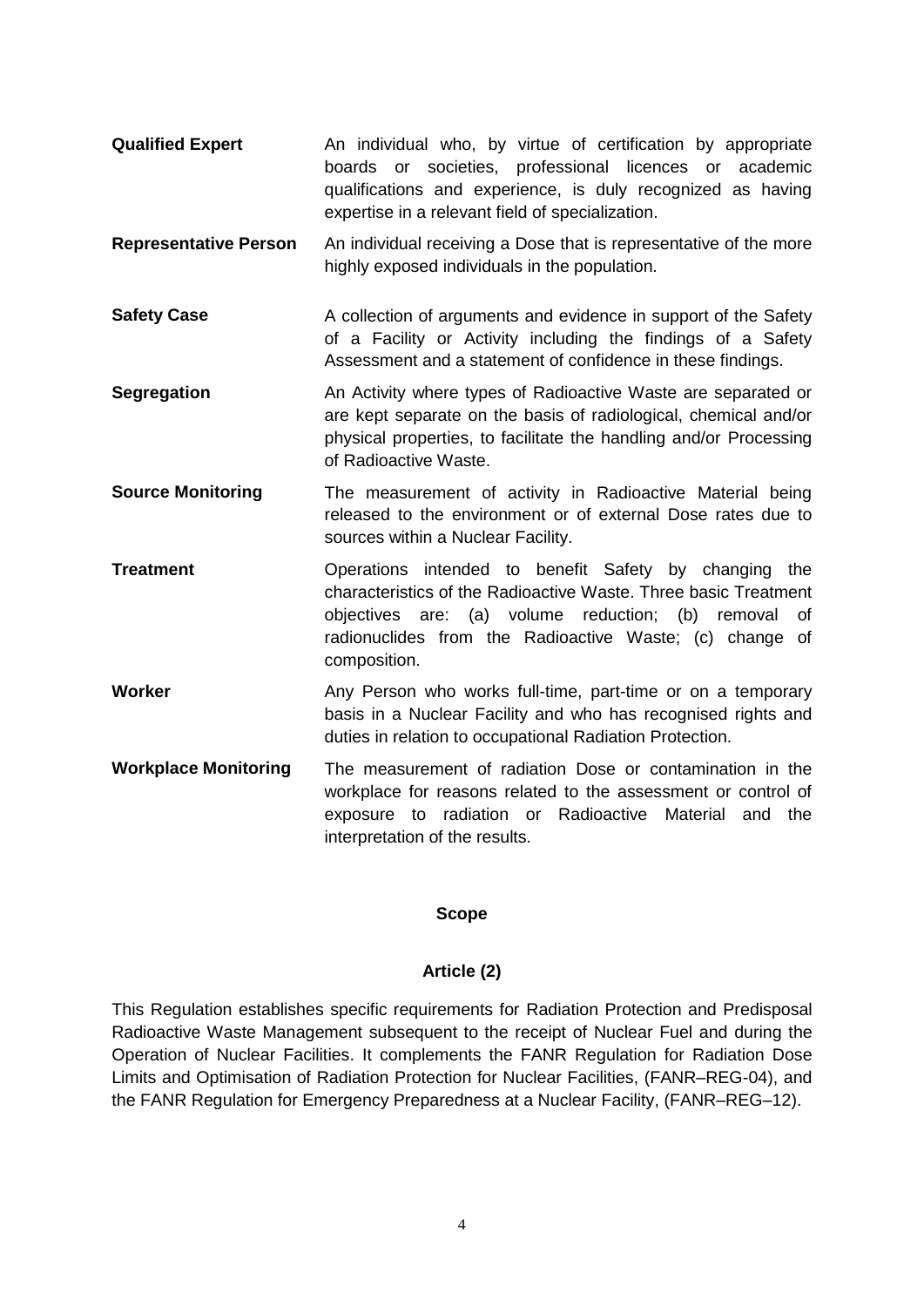**Qualified Expert** An individual who, by virtue of certification by appropriate boards or societies, professional licences or academic qualifications and experience, is duly recognized as having expertise in a relevant field of specialization.

**Representative Person** An individual receiving a Dose that is representative of the more highly exposed individuals in the population.

**Safety Case** A collection of arguments and evidence in support of the Safety of a Facility or Activity including the findings of a Safety Assessment and a statement of confidence in these findings.

**Segregation** An Activity where types of Radioactive Waste are separated or are kept separate on the basis of radiological, chemical and/or physical properties, to facilitate the handling and/or Processing of Radioactive Waste.

**Source Monitoring** The measurement of activity in Radioactive Material being released to the environment or of external Dose rates due to sources within a Nuclear Facility.

**Treatment** Operations intended to benefit Safety by changing the characteristics of the Radioactive Waste. Three basic Treatment objectives are: (a) volume reduction; (b) removal of radionuclides from the Radioactive Waste; (c) change of composition.

**Worker** Any Person who works full-time, part-time or on a temporary basis in a Nuclear Facility and who has recognised rights and duties in relation to occupational Radiation Protection.

**Workplace Monitoring** The measurement of radiation Dose or contamination in the workplace for reasons related to the assessment or control of exposure to radiation or Radioactive Material and the interpretation of the results.

## Scope

### Article (2)

This Regulation establishes specific requirements for Radiation Protection and Predisposal Radioactive Waste Management subsequent to the receipt of Nuclear Fuel and during the Operation of Nuclear Facilities. It complements the FANR Regulation for Radiation Dose Limits and Optimisation of Radiation Protection for Nuclear Facilities, (FANR–REG-04), and the FANR Regulation for Emergency Preparedness at a Nuclear Facility, (FANR–REG–12).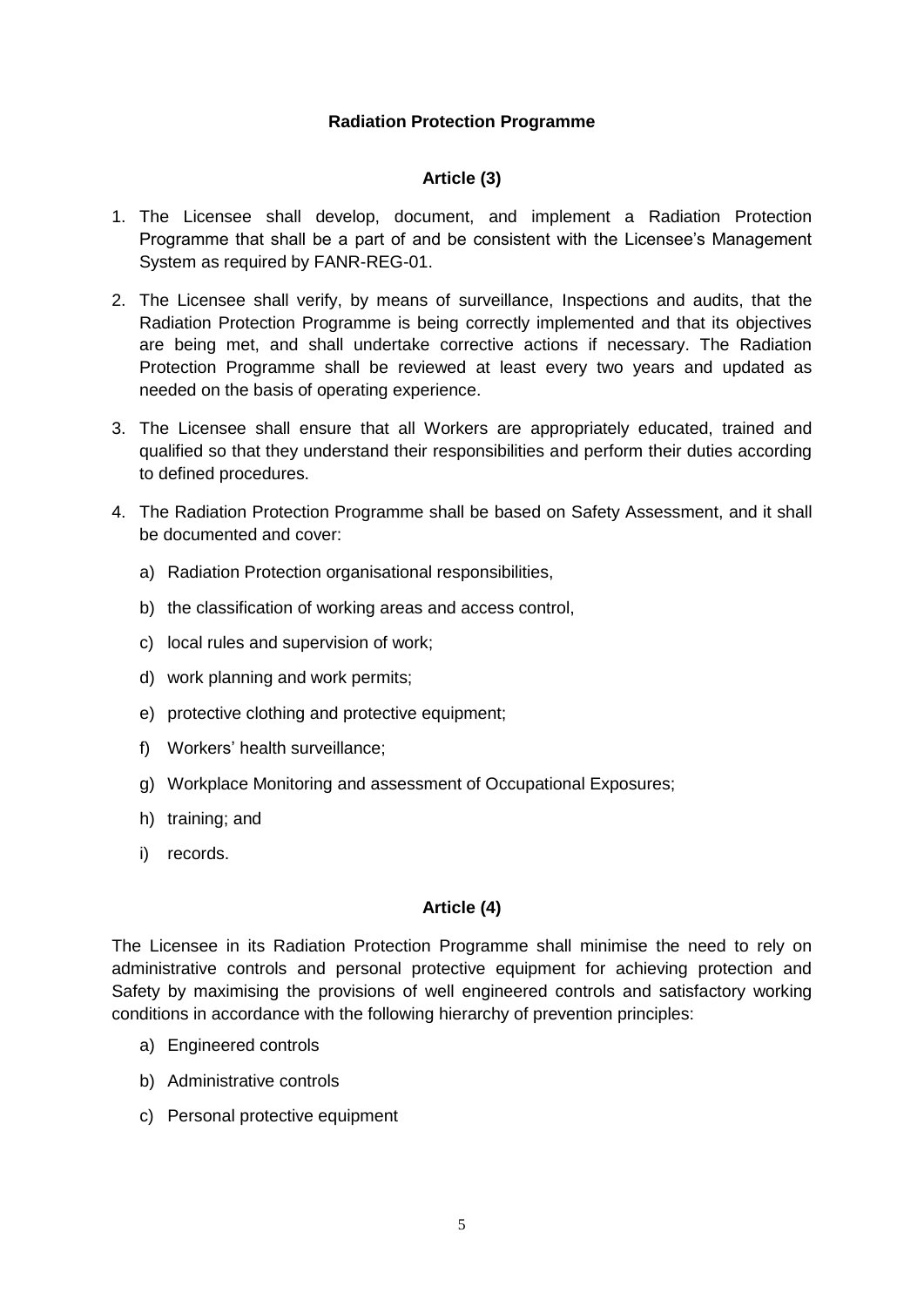## Radiation Protection Programme

### Article (3)

1. The Licensee shall develop, document, and implement a Radiation Protection Programme that shall be a part of and be consistent with the Licensee's Management System as required by FANR-REG-01.
2. The Licensee shall verify, by means of surveillance, Inspections and audits, that the Radiation Protection Programme is being correctly implemented and that its objectives are being met, and shall undertake corrective actions if necessary. The Radiation Protection Programme shall be reviewed at least every two years and updated as needed on the basis of operating experience.
3. The Licensee shall ensure that all Workers are appropriately educated, trained and qualified so that they understand their responsibilities and perform their duties according to defined procedures.
4. The Radiation Protection Programme shall be based on Safety Assessment, and it shall be documented and cover:
   a) Radiation Protection organisational responsibilities,
   b) the classification of working areas and access control,
   c) local rules and supervision of work;
   d) work planning and work permits;
   e) protective clothing and protective equipment;
   f) Workers' health surveillance;
   g) Workplace Monitoring and assessment of Occupational Exposures;
   h) training; and
   i) records.

### Article (4)

The Licensee in its Radiation Protection Programme shall minimise the need to rely on administrative controls and personal protective equipment for achieving protection and Safety by maximising the provisions of well engineered controls and satisfactory working conditions in accordance with the following hierarchy of prevention principles:

a) Engineered controls
b) Administrative controls
c) Personal protective equipment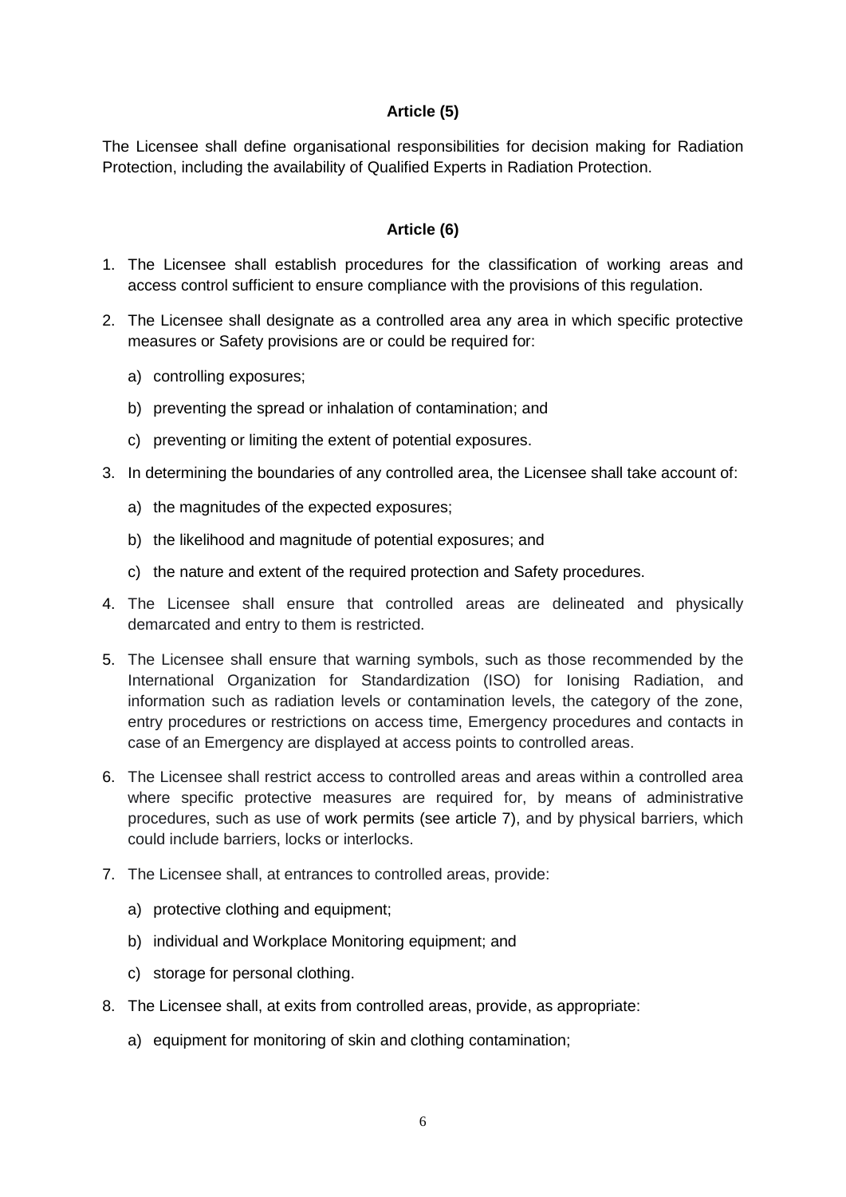### Article (5)

The Licensee shall define organisational responsibilities for decision making for Radiation Protection, including the availability of Qualified Experts in Radiation Protection.

### Article (6)

1. The Licensee shall establish procedures for the classification of working areas and access control sufficient to ensure compliance with the provisions of this regulation.
2. The Licensee shall designate as a controlled area any area in which specific protective measures or Safety provisions are or could be required for:
   a) controlling exposures;
   b) preventing the spread or inhalation of contamination; and
   c) preventing or limiting the extent of potential exposures.
3. In determining the boundaries of any controlled area, the Licensee shall take account of:
   a) the magnitudes of the expected exposures;
   b) the likelihood and magnitude of potential exposures; and
   c) the nature and extent of the required protection and Safety procedures.
4. The Licensee shall ensure that controlled areas are delineated and physically demarcated and entry to them is restricted.
5. The Licensee shall ensure that warning symbols, such as those recommended by the International Organization for Standardization (ISO) for Ionising Radiation, and information such as radiation levels or contamination levels, the category of the zone, entry procedures or restrictions on access time, Emergency procedures and contacts in case of an Emergency are displayed at access points to controlled areas.
6. The Licensee shall restrict access to controlled areas and areas within a controlled area where specific protective measures are required for, by means of administrative procedures, such as use of work permits (see article 7), and by physical barriers, which could include barriers, locks or interlocks.
7. The Licensee shall, at entrances to controlled areas, provide:
   a) protective clothing and equipment;
   b) individual and Workplace Monitoring equipment; and
   c) storage for personal clothing.
8. The Licensee shall, at exits from controlled areas, provide, as appropriate:
   a) equipment for monitoring of skin and clothing contamination;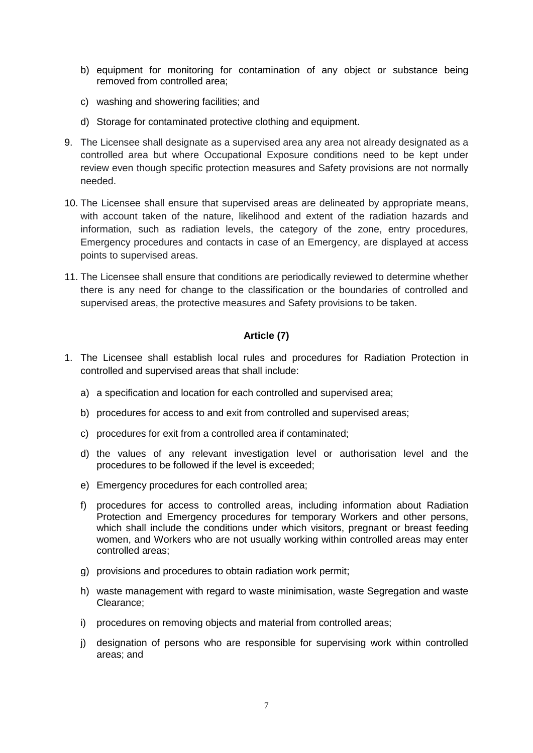b) equipment for monitoring for contamination of any object or substance being removed from controlled area;

c) washing and showering facilities; and

d) Storage for contaminated protective clothing and equipment.

9. The Licensee shall designate as a supervised area any area not already designated as a controlled area but where Occupational Exposure conditions need to be kept under review even though specific protection measures and Safety provisions are not normally needed.

10. The Licensee shall ensure that supervised areas are delineated by appropriate means, with account taken of the nature, likelihood and extent of the radiation hazards and information, such as radiation levels, the category of the zone, entry procedures, Emergency procedures and contacts in case of an Emergency, are displayed at access points to supervised areas.

11. The Licensee shall ensure that conditions are periodically reviewed to determine whether there is any need for change to the classification or the boundaries of controlled and supervised areas, the protective measures and Safety provisions to be taken.

## Article (7)

1. The Licensee shall establish local rules and procedures for Radiation Protection in controlled and supervised areas that shall include:

   a) a specification and location for each controlled and supervised area;

   b) procedures for access to and exit from controlled and supervised areas;

   c) procedures for exit from a controlled area if contaminated;

   d) the values of any relevant investigation level or authorisation level and the procedures to be followed if the level is exceeded;

   e) Emergency procedures for each controlled area;

   f) procedures for access to controlled areas, including information about Radiation Protection and Emergency procedures for temporary Workers and other persons, which shall include the conditions under which visitors, pregnant or breast feeding women, and Workers who are not usually working within controlled areas may enter controlled areas;

   g) provisions and procedures to obtain radiation work permit;

   h) waste management with regard to waste minimisation, waste Segregation and waste Clearance;

   i) procedures on removing objects and material from controlled areas;

   j) designation of persons who are responsible for supervising work within controlled areas; and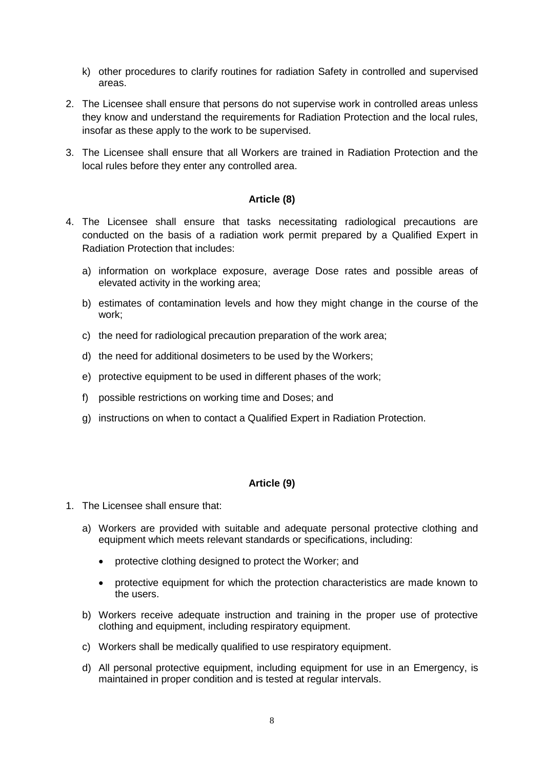k) other procedures to clarify routines for radiation Safety in controlled and supervised areas.

2. The Licensee shall ensure that persons do not supervise work in controlled areas unless they know and understand the requirements for Radiation Protection and the local rules, insofar as these apply to the work to be supervised.

3. The Licensee shall ensure that all Workers are trained in Radiation Protection and the local rules before they enter any controlled area.

### Article (8)

4. The Licensee shall ensure that tasks necessitating radiological precautions are conducted on the basis of a radiation work permit prepared by a Qualified Expert in Radiation Protection that includes:

   a) information on workplace exposure, average Dose rates and possible areas of elevated activity in the working area;

   b) estimates of contamination levels and how they might change in the course of the work;

   c) the need for radiological precaution preparation of the work area;

   d) the need for additional dosimeters to be used by the Workers;

   e) protective equipment to be used in different phases of the work;

   f) possible restrictions on working time and Doses; and

   g) instructions on when to contact a Qualified Expert in Radiation Protection.

### Article (9)

1. The Licensee shall ensure that:

   a) Workers are provided with suitable and adequate personal protective clothing and equipment which meets relevant standards or specifications, including:

      - protective clothing designed to protect the Worker; and

      - protective equipment for which the protection characteristics are made known to the users.

   b) Workers receive adequate instruction and training in the proper use of protective clothing and equipment, including respiratory equipment.

   c) Workers shall be medically qualified to use respiratory equipment.

   d) All personal protective equipment, including equipment for use in an Emergency, is maintained in proper condition and is tested at regular intervals.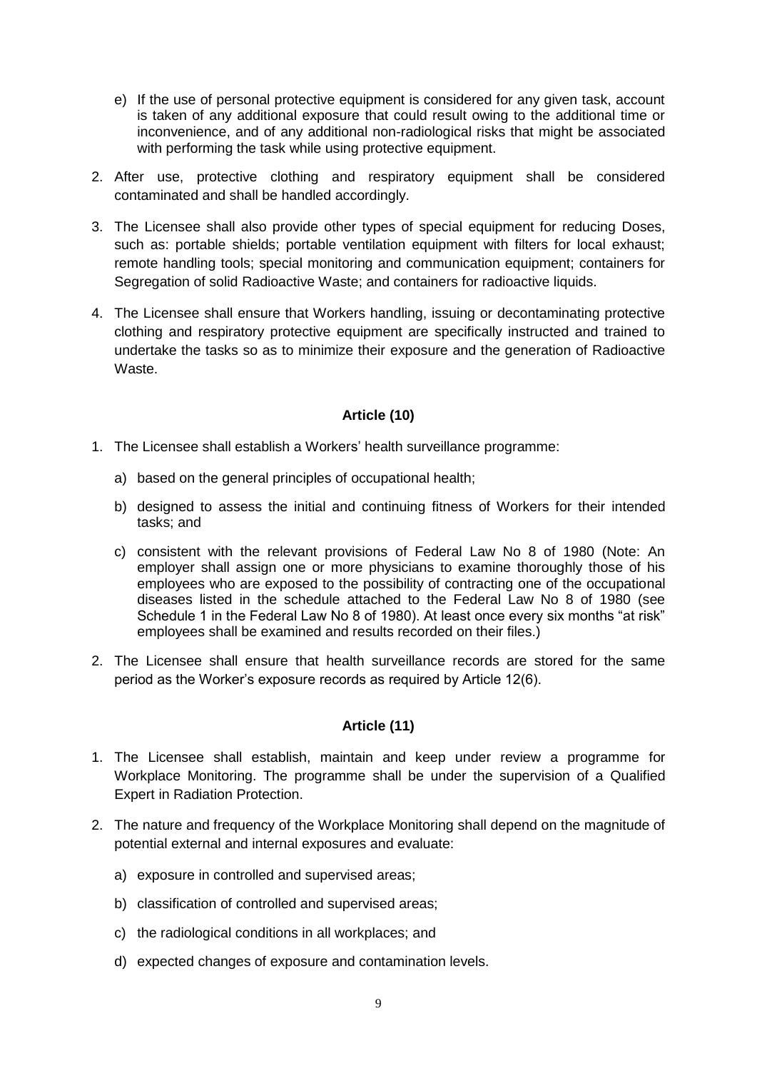e) If the use of personal protective equipment is considered for any given task, account is taken of any additional exposure that could result owing to the additional time or inconvenience, and of any additional non-radiological risks that might be associated with performing the task while using protective equipment.

2. After use, protective clothing and respiratory equipment shall be considered contaminated and shall be handled accordingly.
3. The Licensee shall also provide other types of special equipment for reducing Doses, such as: portable shields; portable ventilation equipment with filters for local exhaust; remote handling tools; special monitoring and communication equipment; containers for Segregation of solid Radioactive Waste; and containers for radioactive liquids.
4. The Licensee shall ensure that Workers handling, issuing or decontaminating protective clothing and respiratory protective equipment are specifically instructed and trained to undertake the tasks so as to minimize their exposure and the generation of Radioactive Waste.

**Article (10)**

1. The Licensee shall establish a Workers' health surveillance programme:
   a) based on the general principles of occupational health;
   b) designed to assess the initial and continuing fitness of Workers for their intended tasks; and
   c) consistent with the relevant provisions of Federal Law No 8 of 1980 (Note: An employer shall assign one or more physicians to examine thoroughly those of his employees who are exposed to the possibility of contracting one of the occupational diseases listed in the schedule attached to the Federal Law No 8 of 1980 (see Schedule 1 in the Federal Law No 8 of 1980). At least once every six months "at risk" employees shall be examined and results recorded on their files.)
2. The Licensee shall ensure that health surveillance records are stored for the same period as the Worker's exposure records as required by Article 12(6).

**Article (11)**

1. The Licensee shall establish, maintain and keep under review a programme for Workplace Monitoring. The programme shall be under the supervision of a Qualified Expert in Radiation Protection.
2. The nature and frequency of the Workplace Monitoring shall depend on the magnitude of potential external and internal exposures and evaluate:
   a) exposure in controlled and supervised areas;
   b) classification of controlled and supervised areas;
   c) the radiological conditions in all workplaces; and
   d) expected changes of exposure and contamination levels.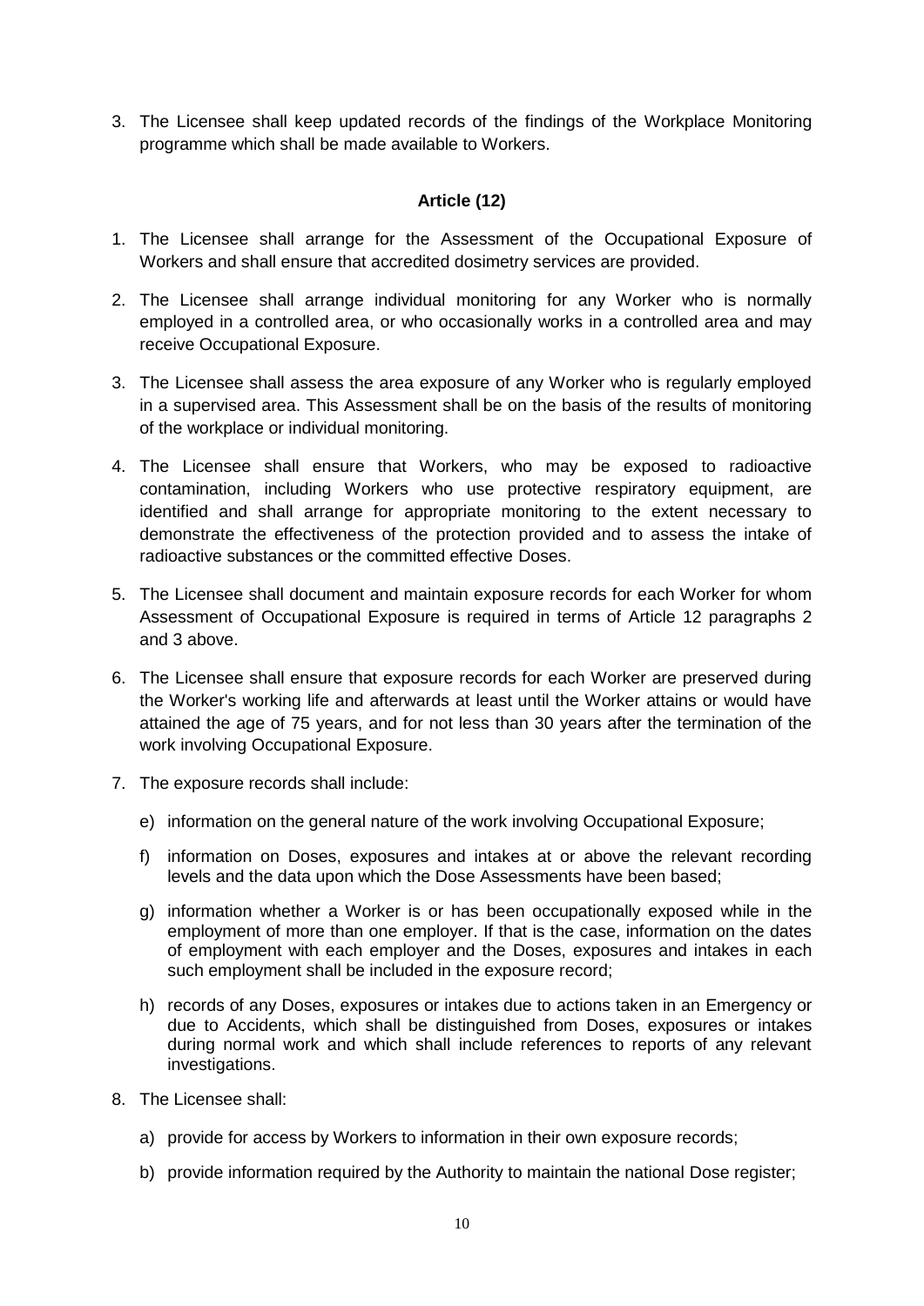3. The Licensee shall keep updated records of the findings of the Workplace Monitoring programme which shall be made available to Workers.

### Article (12)

1. The Licensee shall arrange for the Assessment of the Occupational Exposure of Workers and shall ensure that accredited dosimetry services are provided.
2. The Licensee shall arrange individual monitoring for any Worker who is normally employed in a controlled area, or who occasionally works in a controlled area and may receive Occupational Exposure.
3. The Licensee shall assess the area exposure of any Worker who is regularly employed in a supervised area. This Assessment shall be on the basis of the results of monitoring of the workplace or individual monitoring.
4. The Licensee shall ensure that Workers, who may be exposed to radioactive contamination, including Workers who use protective respiratory equipment, are identified and shall arrange for appropriate monitoring to the extent necessary to demonstrate the effectiveness of the protection provided and to assess the intake of radioactive substances or the committed effective Doses.
5. The Licensee shall document and maintain exposure records for each Worker for whom Assessment of Occupational Exposure is required in terms of Article 12 paragraphs 2 and 3 above.
6. The Licensee shall ensure that exposure records for each Worker are preserved during the Worker's working life and afterwards at least until the Worker attains or would have attained the age of 75 years, and for not less than 30 years after the termination of the work involving Occupational Exposure.
7. The exposure records shall include:
   e) information on the general nature of the work involving Occupational Exposure;
   f) information on Doses, exposures and intakes at or above the relevant recording levels and the data upon which the Dose Assessments have been based;
   g) information whether a Worker is or has been occupationally exposed while in the employment of more than one employer. If that is the case, information on the dates of employment with each employer and the Doses, exposures and intakes in each such employment shall be included in the exposure record;
   h) records of any Doses, exposures or intakes due to actions taken in an Emergency or due to Accidents, which shall be distinguished from Doses, exposures or intakes during normal work and which shall include references to reports of any relevant investigations.
8. The Licensee shall:
   a) provide for access by Workers to information in their own exposure records;
   b) provide information required by the Authority to maintain the national Dose register;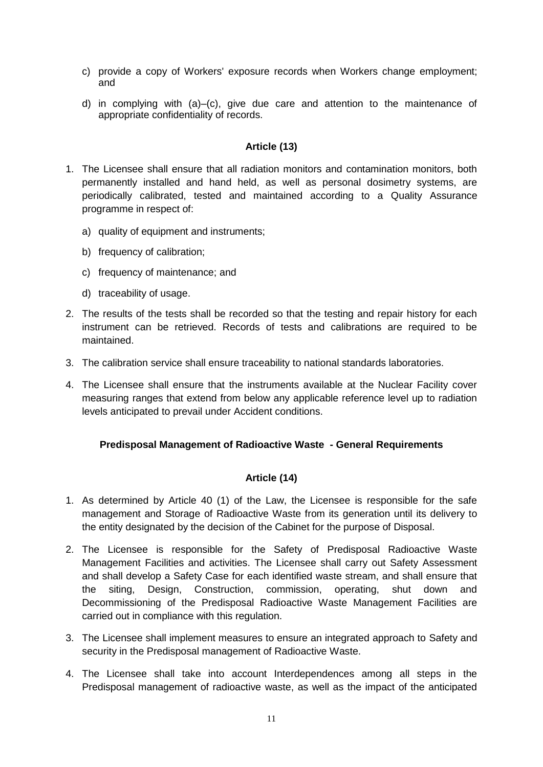c) provide a copy of Workers' exposure records when Workers change employment; and

d) in complying with (a)–(c), give due care and attention to the maintenance of appropriate confidentiality of records.

**Article (13)**

1. The Licensee shall ensure that all radiation monitors and contamination monitors, both permanently installed and hand held, as well as personal dosimetry systems, are periodically calibrated, tested and maintained according to a Quality Assurance programme in respect of:

   a) quality of equipment and instruments;

   b) frequency of calibration;

   c) frequency of maintenance; and

   d) traceability of usage.

2. The results of the tests shall be recorded so that the testing and repair history for each instrument can be retrieved. Records of tests and calibrations are required to be maintained.

3. The calibration service shall ensure traceability to national standards laboratories.

4. The Licensee shall ensure that the instruments available at the Nuclear Facility cover measuring ranges that extend from below any applicable reference level up to radiation levels anticipated to prevail under Accident conditions.

**Predisposal Management of Radioactive Waste - General Requirements**

**Article (14)**

1. As determined by Article 40 (1) of the Law, the Licensee is responsible for the safe management and Storage of Radioactive Waste from its generation until its delivery to the entity designated by the decision of the Cabinet for the purpose of Disposal.

2. The Licensee is responsible for the Safety of Predisposal Radioactive Waste Management Facilities and activities. The Licensee shall carry out Safety Assessment and shall develop a Safety Case for each identified waste stream, and shall ensure that the siting, Design, Construction, commission, operating, shut down and Decommissioning of the Predisposal Radioactive Waste Management Facilities are carried out in compliance with this regulation.

3. The Licensee shall implement measures to ensure an integrated approach to Safety and security in the Predisposal management of Radioactive Waste.

4. The Licensee shall take into account Interdependences among all steps in the Predisposal management of radioactive waste, as well as the impact of the anticipated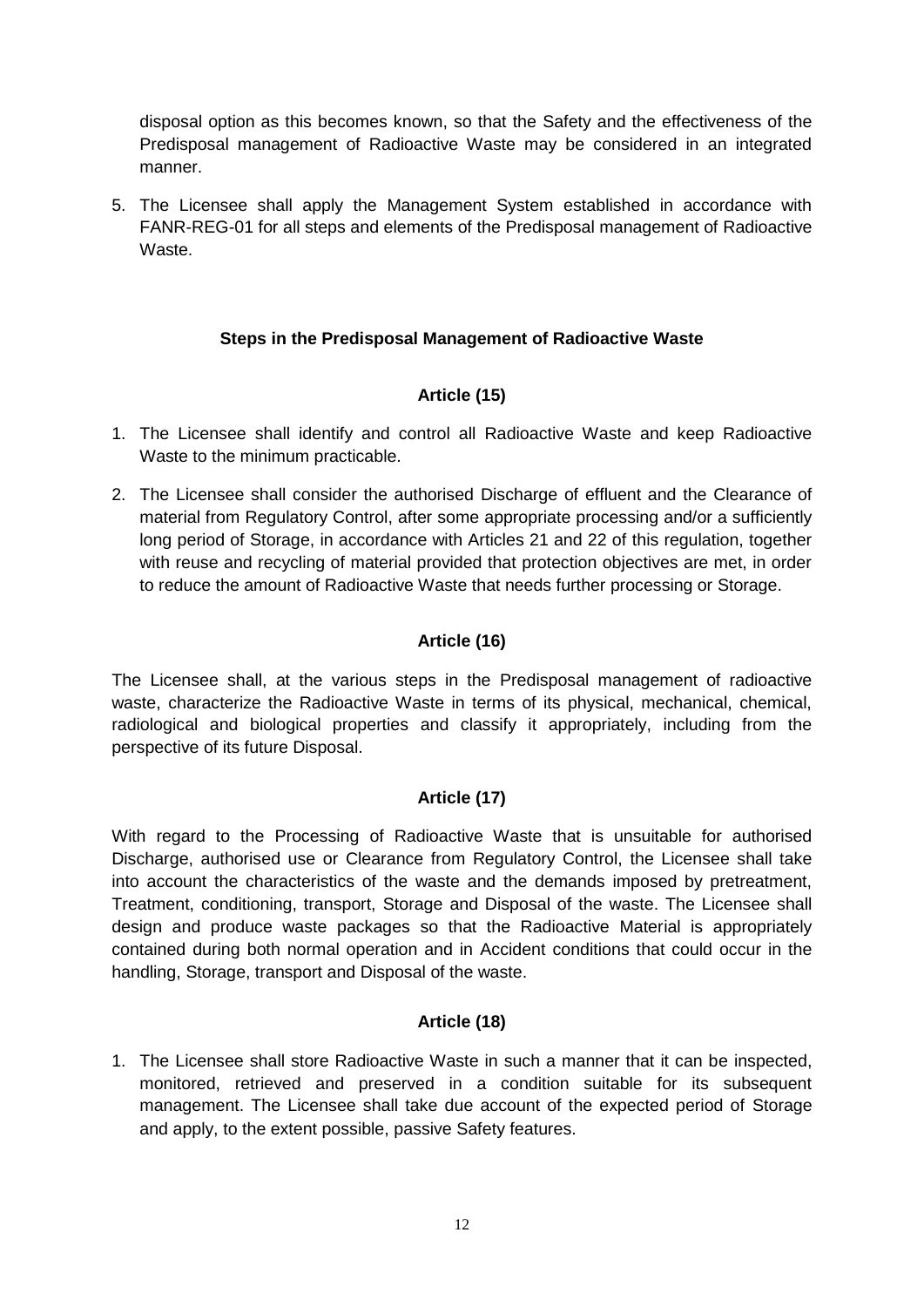disposal option as this becomes known, so that the Safety and the effectiveness of the Predisposal management of Radioactive Waste may be considered in an integrated manner.

5. The Licensee shall apply the Management System established in accordance with FANR-REG-01 for all steps and elements of the Predisposal management of Radioactive Waste.

**Steps in the Predisposal Management of Radioactive Waste**

**Article (15)**

1. The Licensee shall identify and control all Radioactive Waste and keep Radioactive Waste to the minimum practicable.
2. The Licensee shall consider the authorised Discharge of effluent and the Clearance of material from Regulatory Control, after some appropriate processing and/or a sufficiently long period of Storage, in accordance with Articles 21 and 22 of this regulation, together with reuse and recycling of material provided that protection objectives are met, in order to reduce the amount of Radioactive Waste that needs further processing or Storage.

**Article (16)**

The Licensee shall, at the various steps in the Predisposal management of radioactive waste, characterize the Radioactive Waste in terms of its physical, mechanical, chemical, radiological and biological properties and classify it appropriately, including from the perspective of its future Disposal.

**Article (17)**

With regard to the Processing of Radioactive Waste that is unsuitable for authorised Discharge, authorised use or Clearance from Regulatory Control, the Licensee shall take into account the characteristics of the waste and the demands imposed by pretreatment, Treatment, conditioning, transport, Storage and Disposal of the waste. The Licensee shall design and produce waste packages so that the Radioactive Material is appropriately contained during both normal operation and in Accident conditions that could occur in the handling, Storage, transport and Disposal of the waste.

**Article (18)**

1. The Licensee shall store Radioactive Waste in such a manner that it can be inspected, monitored, retrieved and preserved in a condition suitable for its subsequent management. The Licensee shall take due account of the expected period of Storage and apply, to the extent possible, passive Safety features.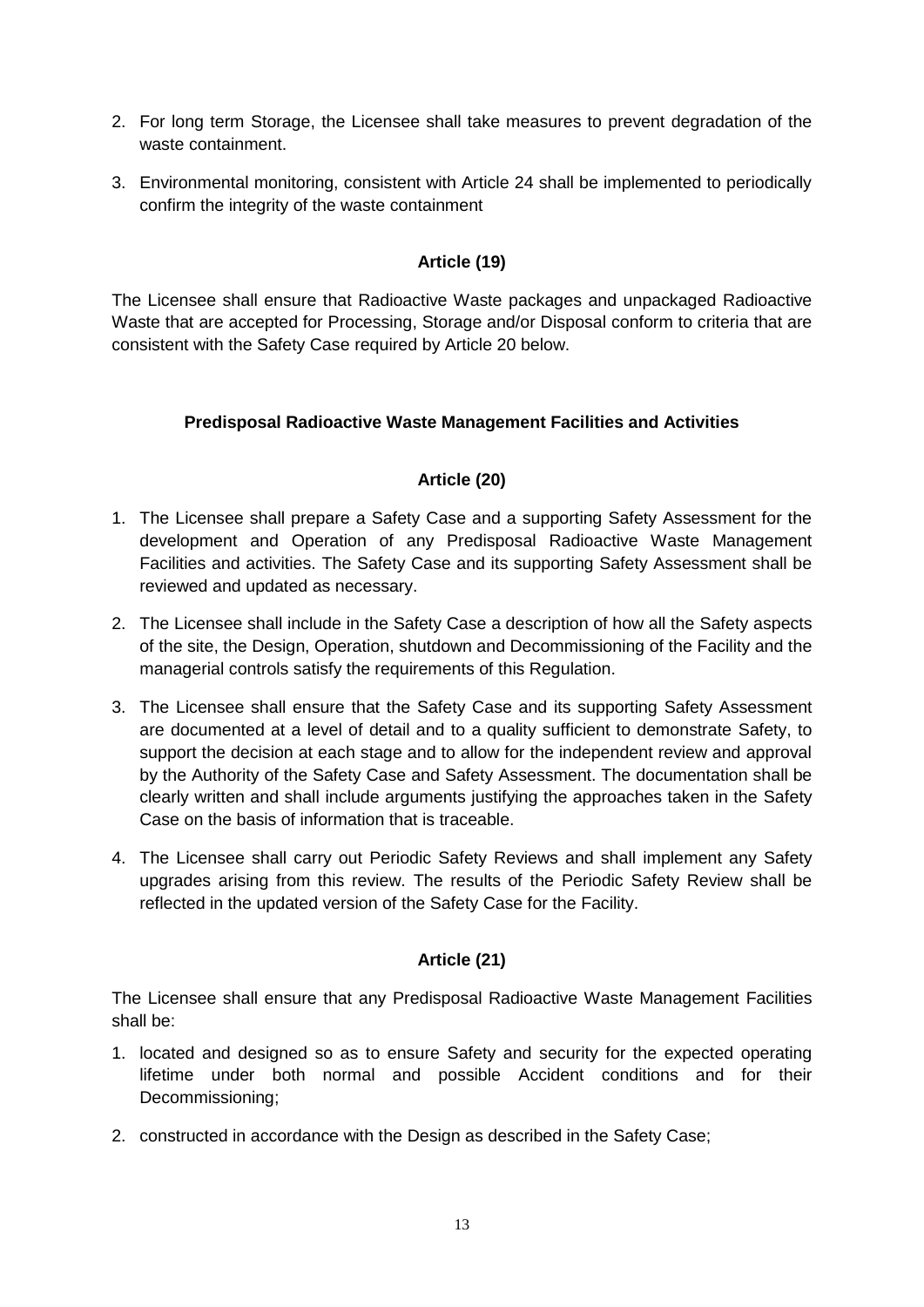2. For long term Storage, the Licensee shall take measures to prevent degradation of the waste containment.
3. Environmental monitoring, consistent with Article 24 shall be implemented to periodically confirm the integrity of the waste containment

**Article (19)**

The Licensee shall ensure that Radioactive Waste packages and unpackaged Radioactive Waste that are accepted for Processing, Storage and/or Disposal conform to criteria that are consistent with the Safety Case required by Article 20 below.

**Predisposal Radioactive Waste Management Facilities and Activities**

**Article (20)**

1. The Licensee shall prepare a Safety Case and a supporting Safety Assessment for the development and Operation of any Predisposal Radioactive Waste Management Facilities and activities. The Safety Case and its supporting Safety Assessment shall be reviewed and updated as necessary.
2. The Licensee shall include in the Safety Case a description of how all the Safety aspects of the site, the Design, Operation, shutdown and Decommissioning of the Facility and the managerial controls satisfy the requirements of this Regulation.
3. The Licensee shall ensure that the Safety Case and its supporting Safety Assessment are documented at a level of detail and to a quality sufficient to demonstrate Safety, to support the decision at each stage and to allow for the independent review and approval by the Authority of the Safety Case and Safety Assessment. The documentation shall be clearly written and shall include arguments justifying the approaches taken in the Safety Case on the basis of information that is traceable.
4. The Licensee shall carry out Periodic Safety Reviews and shall implement any Safety upgrades arising from this review. The results of the Periodic Safety Review shall be reflected in the updated version of the Safety Case for the Facility.

**Article (21)**

The Licensee shall ensure that any Predisposal Radioactive Waste Management Facilities shall be:

1. located and designed so as to ensure Safety and security for the expected operating lifetime under both normal and possible Accident conditions and for their Decommissioning;
2. constructed in accordance with the Design as described in the Safety Case;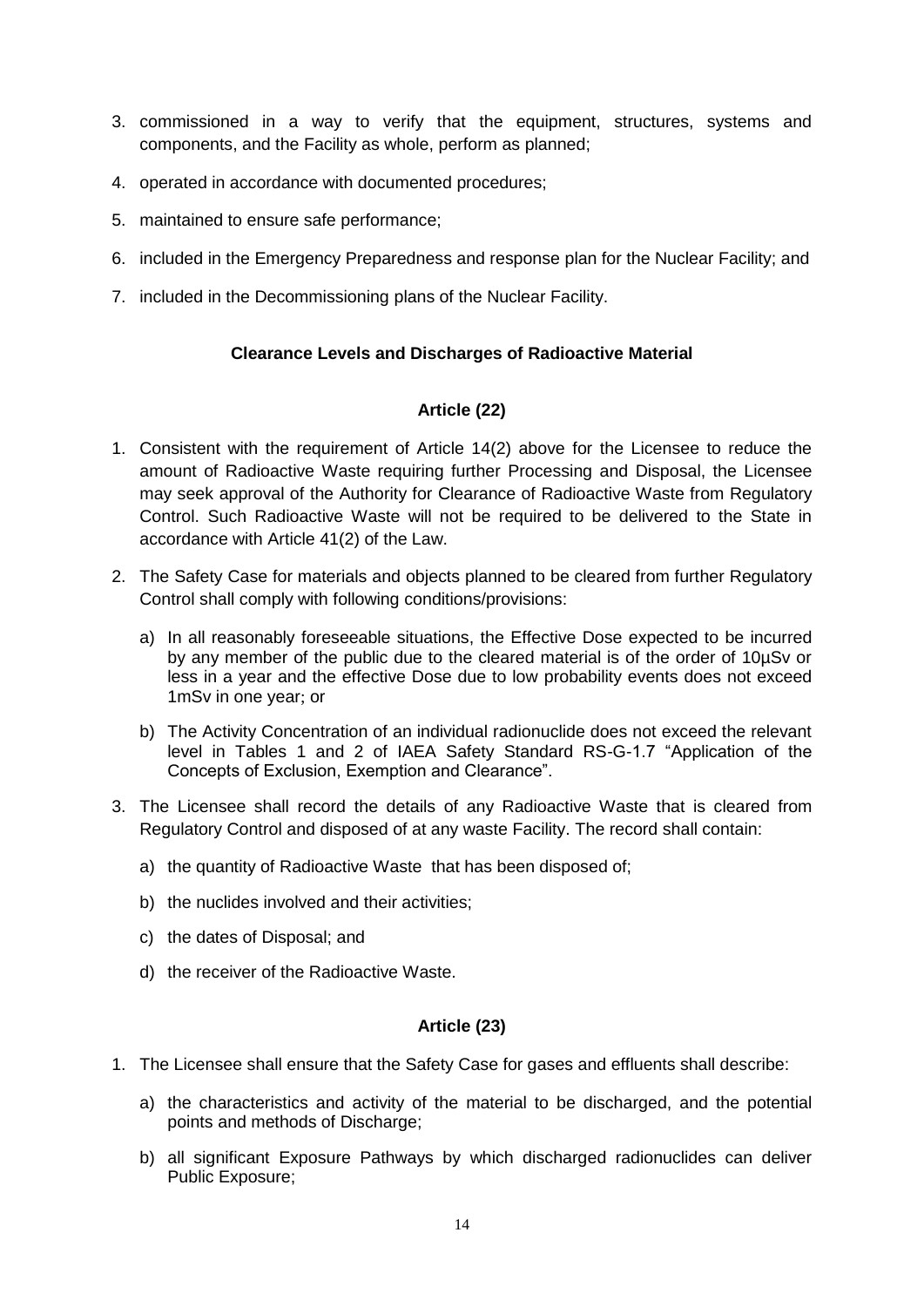3. commissioned in a way to verify that the equipment, structures, systems and components, and the Facility as whole, perform as planned;
4. operated in accordance with documented procedures;
5. maintained to ensure safe performance;
6. included in the Emergency Preparedness and response plan for the Nuclear Facility; and
7. included in the Decommissioning plans of the Nuclear Facility.

**Clearance Levels and Discharges of Radioactive Material**

**Article (22)**

1. Consistent with the requirement of Article 14(2) above for the Licensee to reduce the amount of Radioactive Waste requiring further Processing and Disposal, the Licensee may seek approval of the Authority for Clearance of Radioactive Waste from Regulatory Control. Such Radioactive Waste will not be required to be delivered to the State in accordance with Article 41(2) of the Law.
2. The Safety Case for materials and objects planned to be cleared from further Regulatory Control shall comply with following conditions/provisions:
   a) In all reasonably foreseeable situations, the Effective Dose expected to be incurred by any member of the public due to the cleared material is of the order of 10μSv or less in a year and the effective Dose due to low probability events does not exceed 1mSv in one year; or
   b) The Activity Concentration of an individual radionuclide does not exceed the relevant level in Tables 1 and 2 of IAEA Safety Standard RS-G-1.7 "Application of the Concepts of Exclusion, Exemption and Clearance".
3. The Licensee shall record the details of any Radioactive Waste that is cleared from Regulatory Control and disposed of at any waste Facility. The record shall contain:
   a) the quantity of Radioactive Waste that has been disposed of;
   b) the nuclides involved and their activities;
   c) the dates of Disposal; and
   d) the receiver of the Radioactive Waste.

**Article (23)**

1. The Licensee shall ensure that the Safety Case for gases and effluents shall describe:
   a) the characteristics and activity of the material to be discharged, and the potential points and methods of Discharge;
   b) all significant Exposure Pathways by which discharged radionuclides can deliver Public Exposure;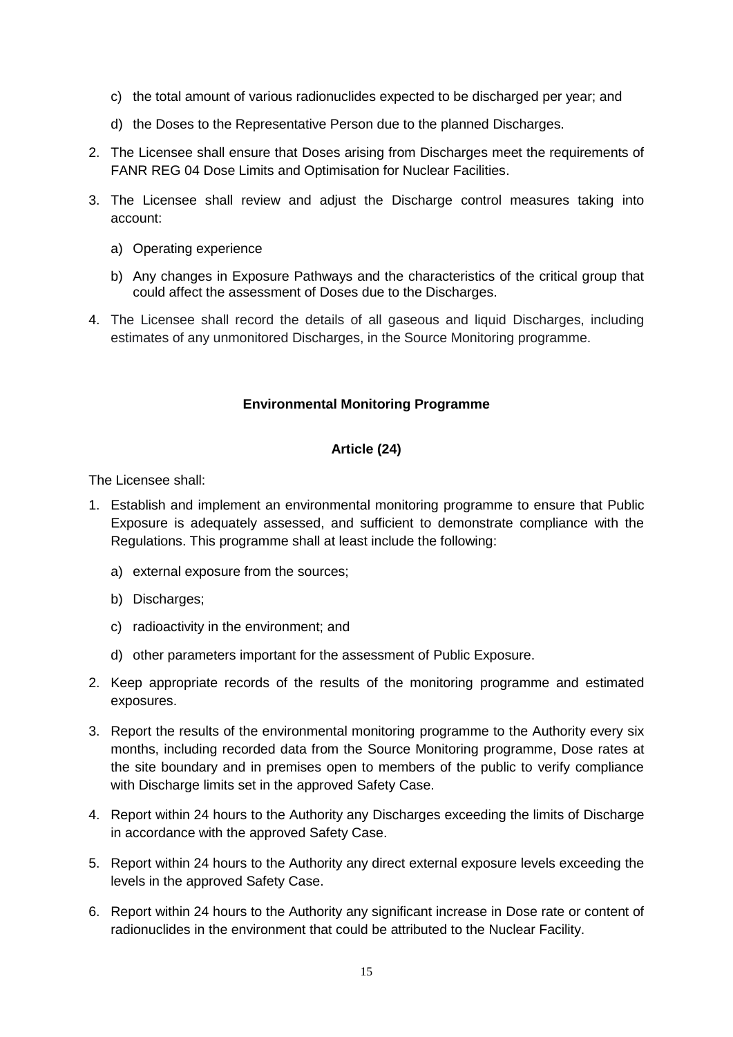c) the total amount of various radionuclides expected to be discharged per year; and

d) the Doses to the Representative Person due to the planned Discharges.

2. The Licensee shall ensure that Doses arising from Discharges meet the requirements of FANR REG 04 Dose Limits and Optimisation for Nuclear Facilities.

3. The Licensee shall review and adjust the Discharge control measures taking into account:

   a) Operating experience

   b) Any changes in Exposure Pathways and the characteristics of the critical group that could affect the assessment of Doses due to the Discharges.

4. The Licensee shall record the details of all gaseous and liquid Discharges, including estimates of any unmonitored Discharges, in the Source Monitoring programme.

**Environmental Monitoring Programme**

**Article (24)**

The Licensee shall:

1. Establish and implement an environmental monitoring programme to ensure that Public Exposure is adequately assessed, and sufficient to demonstrate compliance with the Regulations. This programme shall at least include the following:

   a) external exposure from the sources;

   b) Discharges;

   c) radioactivity in the environment; and

   d) other parameters important for the assessment of Public Exposure.

2. Keep appropriate records of the results of the monitoring programme and estimated exposures.

3. Report the results of the environmental monitoring programme to the Authority every six months, including recorded data from the Source Monitoring programme, Dose rates at the site boundary and in premises open to members of the public to verify compliance with Discharge limits set in the approved Safety Case.

4. Report within 24 hours to the Authority any Discharges exceeding the limits of Discharge in accordance with the approved Safety Case.

5. Report within 24 hours to the Authority any direct external exposure levels exceeding the levels in the approved Safety Case.

6. Report within 24 hours to the Authority any significant increase in Dose rate or content of radionuclides in the environment that could be attributed to the Nuclear Facility.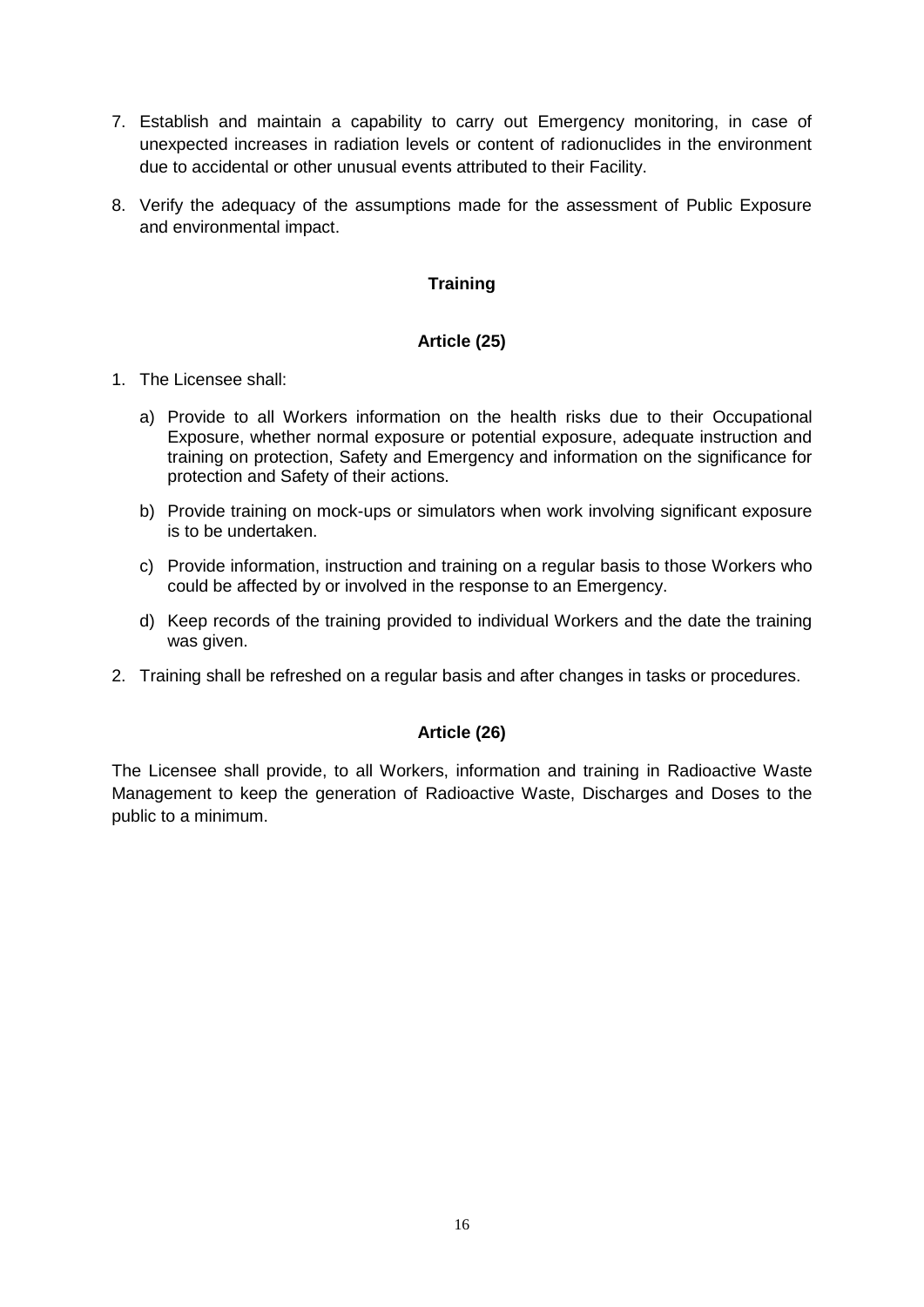7. Establish and maintain a capability to carry out Emergency monitoring, in case of unexpected increases in radiation levels or content of radionuclides in the environment due to accidental or other unusual events attributed to their Facility.

8. Verify the adequacy of the assumptions made for the assessment of Public Exposure and environmental impact.

## Training

### Article (25)

1. The Licensee shall:

   a) Provide to all Workers information on the health risks due to their Occupational Exposure, whether normal exposure or potential exposure, adequate instruction and training on protection, Safety and Emergency and information on the significance for protection and Safety of their actions.

   b) Provide training on mock-ups or simulators when work involving significant exposure is to be undertaken.

   c) Provide information, instruction and training on a regular basis to those Workers who could be affected by or involved in the response to an Emergency.

   d) Keep records of the training provided to individual Workers and the date the training was given.

2. Training shall be refreshed on a regular basis and after changes in tasks or procedures.

### Article (26)

The Licensee shall provide, to all Workers, information and training in Radioactive Waste Management to keep the generation of Radioactive Waste, Discharges and Doses to the public to a minimum.